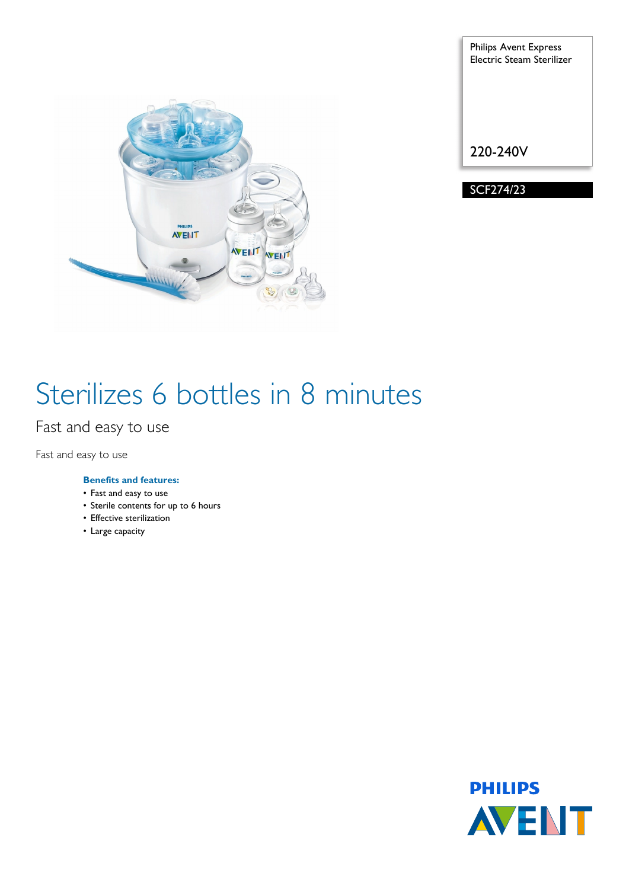Philips Avent Express Electric Steam Sterilizer

220-240V

SCF274/23

# Sterilizes 6 bottles in 8 minutes

## Fast and easy to use

Fast and easy to use

**Benefits and features:**

- Fast and easy to use
- Sterile contents for up to 6 hours
- Effective sterilization
- Large capacity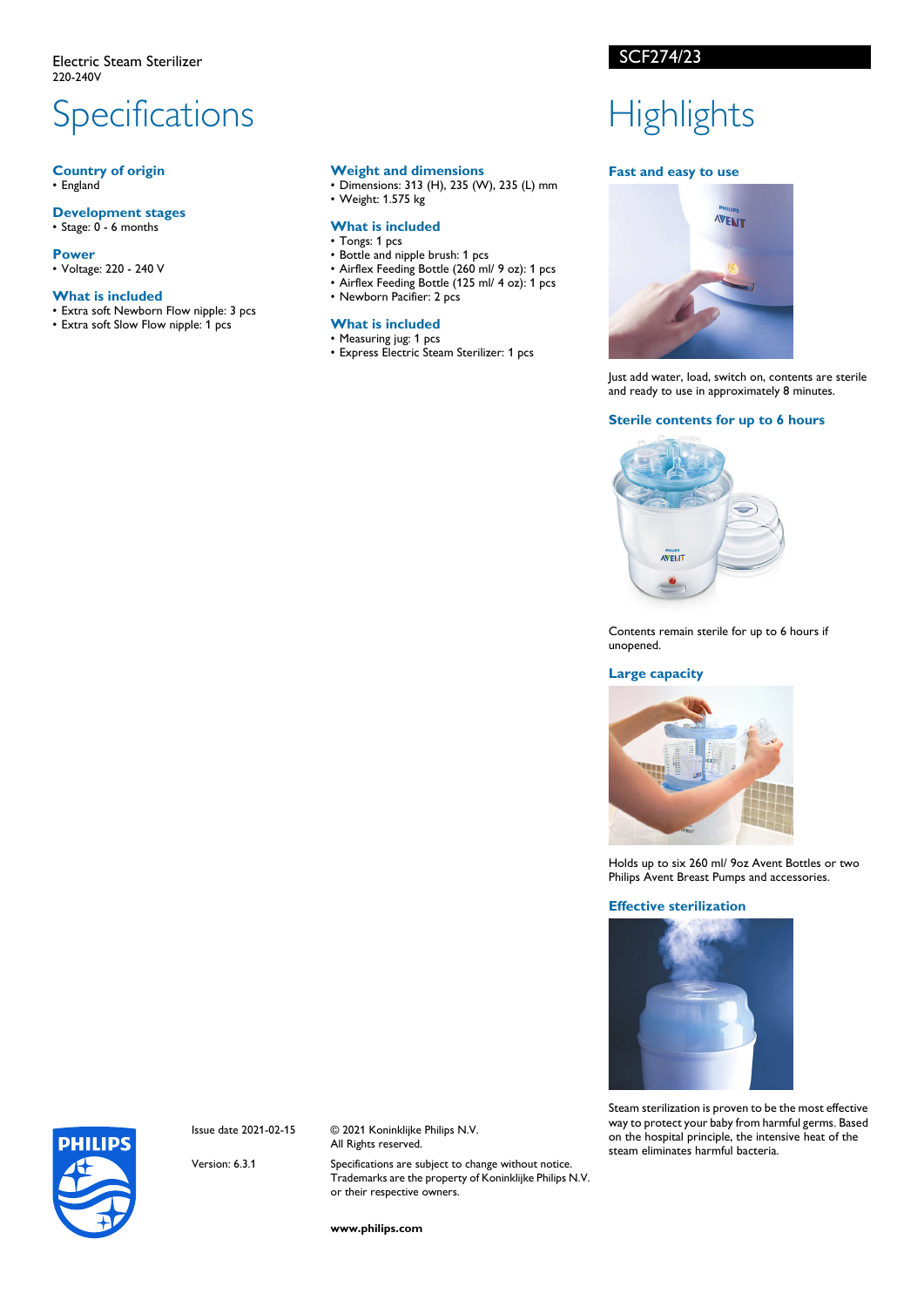Electric Steam Sterilizer
220-240V

SCF274/23

# Specifications

### Country of origin
- England

### Development stages
- Stage: 0 - 6 months

### Power
- Voltage: 220 - 240 V

### What is included
- Extra soft Newborn Flow nipple: 3 pcs
- Extra soft Slow Flow nipple: 1 pcs

### Weight and dimensions
- Dimensions: 313 (H), 235 (W), 235 (L) mm
- Weight: 1.575 kg

### What is included
- Tongs: 1 pcs
- Bottle and nipple brush: 1 pcs
- Airflex Feeding Bottle (260 ml/ 9 oz): 1 pcs
- Airflex Feeding Bottle (125 ml/ 4 oz): 1 pcs
- Newborn Pacifier: 2 pcs

### What is included
- Measuring jug: 1 pcs
- Express Electric Steam Sterilizer: 1 pcs

# Highlights

### Fast and easy to use

Just add water, load, switch on, contents are sterile and ready to use in approximately 8 minutes.

### Sterile contents for up to 6 hours

Contents remain sterile for up to 6 hours if unopened.

### Large capacity

Holds up to six 260 ml/ 9oz Avent Bottles or two Philips Avent Breast Pumps and accessories.

### Effective sterilization

Steam sterilization is proven to be the most effective way to protect your baby from harmful germs. Based on the hospital principle, the intensive heat of the steam eliminates harmful bacteria.

Issue date 2021-02-15

Version: 6.3.1

© 2021 Koninklijke Philips N.V.
All Rights reserved.

Specifications are subject to change without notice. Trademarks are the property of Koninklijke Philips N.V. or their respective owners.

**www.philips.com**